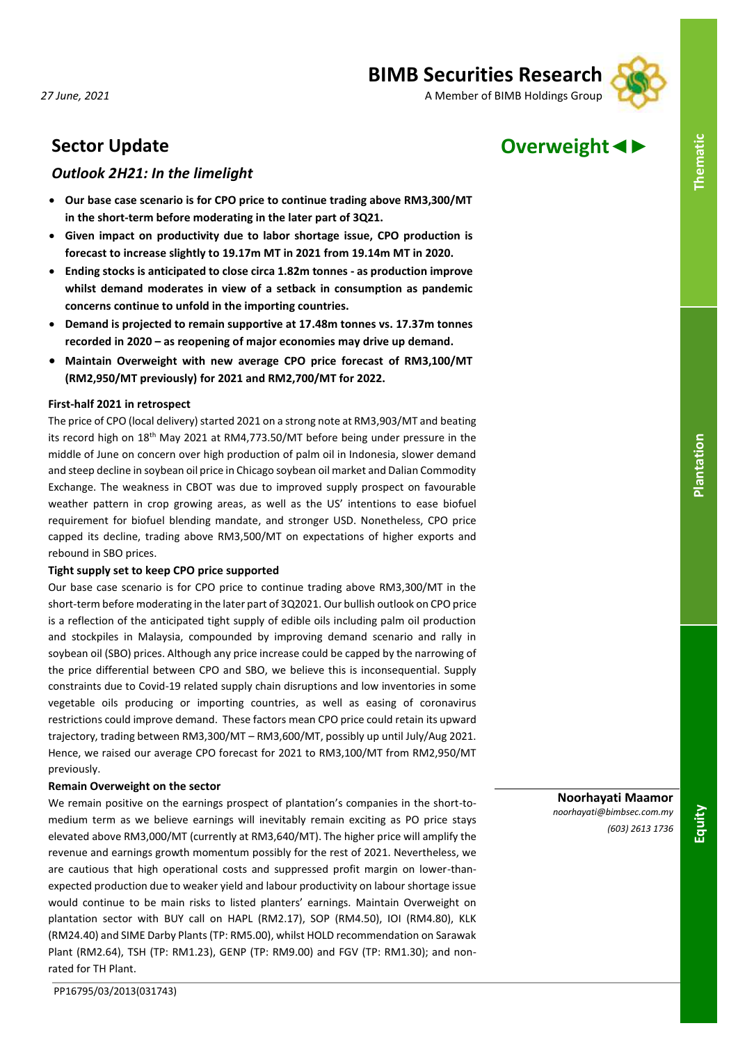27 June, 2021

**BIMB Securities Research**
A Member of BIMB Holdings Group

# Sector Update

**Overweight◄►**

## *Outlook 2H21: In the limelight*

- **Our base case scenario is for CPO price to continue trading above RM3,300/MT in the short-term before moderating in the later part of 3Q21.**
- **Given impact on productivity due to labor shortage issue, CPO production is forecast to increase slightly to 19.17m MT in 2021 from 19.14m MT in 2020.**
- **Ending stocks is anticipated to close circa 1.82m tonnes - as production improve whilst demand moderates in view of a setback in consumption as pandemic concerns continue to unfold in the importing countries.**
- **Demand is projected to remain supportive at 17.48m tonnes vs. 17.37m tonnes recorded in 2020 – as reopening of major economies may drive up demand.**
- **Maintain Overweight with new average CPO price forecast of RM3,100/MT (RM2,950/MT previously) for 2021 and RM2,700/MT for 2022.**

### First-half 2021 in retrospect

The price of CPO (local delivery) started 2021 on a strong note at RM3,903/MT and beating its record high on 18th May 2021 at RM4,773.50/MT before being under pressure in the middle of June on concern over high production of palm oil in Indonesia, slower demand and steep decline in soybean oil price in Chicago soybean oil market and Dalian Commodity Exchange. The weakness in CBOT was due to improved supply prospect on favourable weather pattern in crop growing areas, as well as the US' intentions to ease biofuel requirement for biofuel blending mandate, and stronger USD. Nonetheless, CPO price capped its decline, trading above RM3,500/MT on expectations of higher exports and rebound in SBO prices.

### Tight supply set to keep CPO price supported

Our base case scenario is for CPO price to continue trading above RM3,300/MT in the short-term before moderating in the later part of 3Q2021. Our bullish outlook on CPO price is a reflection of the anticipated tight supply of edible oils including palm oil production and stockpiles in Malaysia, compounded by improving demand scenario and rally in soybean oil (SBO) prices. Although any price increase could be capped by the narrowing of the price differential between CPO and SBO, we believe this is inconsequential. Supply constraints due to Covid-19 related supply chain disruptions and low inventories in some vegetable oils producing or importing countries, as well as easing of coronavirus restrictions could improve demand. These factors mean CPO price could retain its upward trajectory, trading between RM3,300/MT – RM3,600/MT, possibly up until July/Aug 2021. Hence, we raised our average CPO forecast for 2021 to RM3,100/MT from RM2,950/MT previously.

### Remain Overweight on the sector

We remain positive on the earnings prospect of plantation's companies in the short-to-medium term as we believe earnings will inevitably remain exciting as PO price stays elevated above RM3,000/MT (currently at RM3,640/MT). The higher price will amplify the revenue and earnings growth momentum possibly for the rest of 2021. Nevertheless, we are cautious that high operational costs and suppressed profit margin on lower-than-expected production due to weaker yield and labour productivity on labour shortage issue would continue to be main risks to listed planters' earnings. Maintain Overweight on plantation sector with BUY call on HAPL (RM2.17), SOP (RM4.50), IOI (RM4.80), KLK (RM24.40) and SIME Darby Plants (TP: RM5.00), whilst HOLD recommendation on Sarawak Plant (RM2.64), TSH (TP: RM1.23), GENP (TP: RM9.00) and FGV (TP: RM1.30); and non-rated for TH Plant.

**Noorhayati Maamor**
*noorhayati@bimbsec.com.my*
*(603) 2613 1736*

PP16795/03/2013(031743)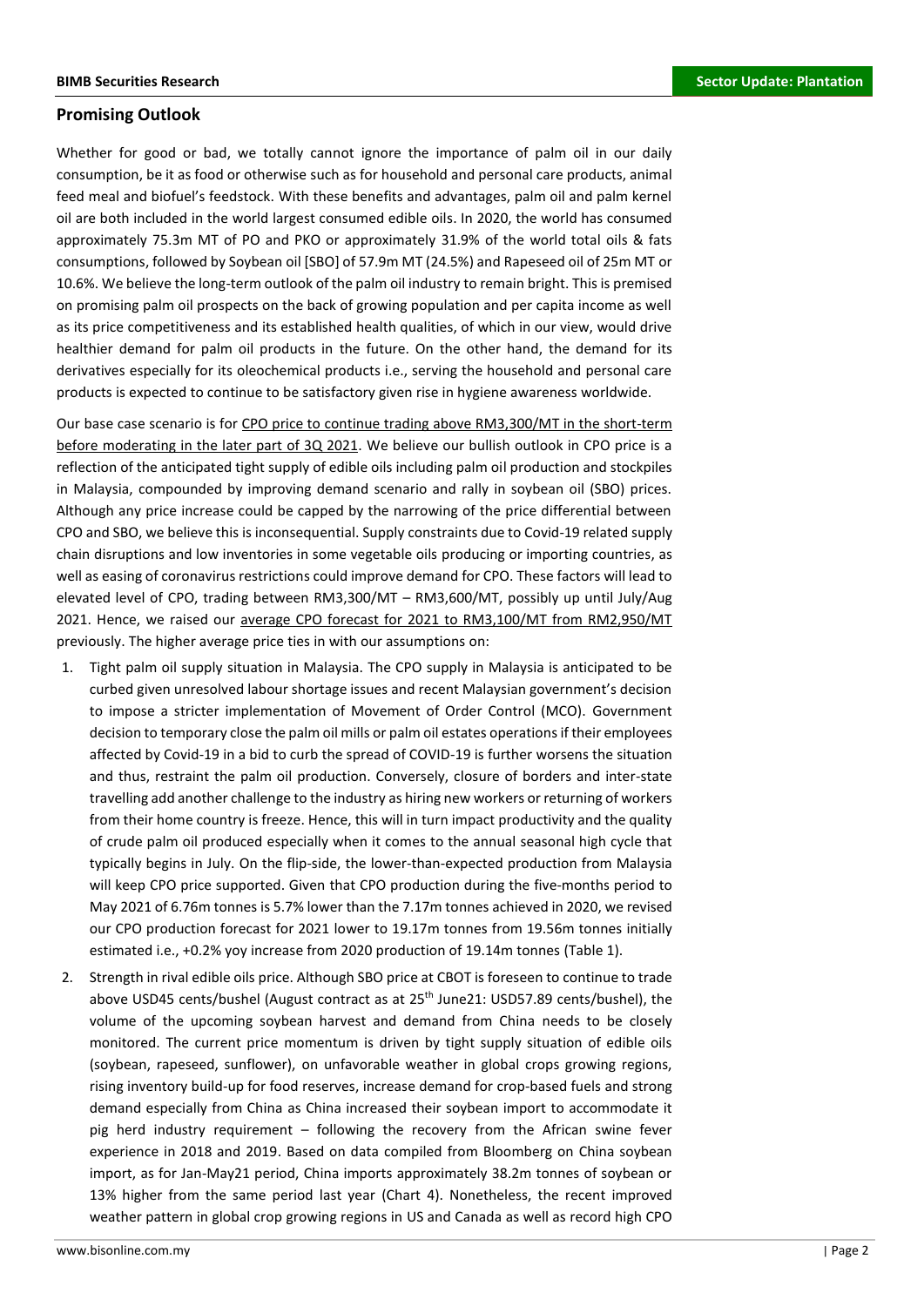## Promising Outlook

Whether for good or bad, we totally cannot ignore the importance of palm oil in our daily consumption, be it as food or otherwise such as for household and personal care products, animal feed meal and biofuel's feedstock. With these benefits and advantages, palm oil and palm kernel oil are both included in the world largest consumed edible oils. In 2020, the world has consumed approximately 75.3m MT of PO and PKO or approximately 31.9% of the world total oils & fats consumptions, followed by Soybean oil [SBO] of 57.9m MT (24.5%) and Rapeseed oil of 25m MT or 10.6%. We believe the long-term outlook of the palm oil industry to remain bright. This is premised on promising palm oil prospects on the back of growing population and per capita income as well as its price competitiveness and its established health qualities, of which in our view, would drive healthier demand for palm oil products in the future. On the other hand, the demand for its derivatives especially for its oleochemical products i.e., serving the household and personal care products is expected to continue to be satisfactory given rise in hygiene awareness worldwide.

Our base case scenario is for <u>CPO price to continue trading above RM3,300/MT in the short-term before moderating in the later part of 3Q 2021</u>. We believe our bullish outlook in CPO price is a reflection of the anticipated tight supply of edible oils including palm oil production and stockpiles in Malaysia, compounded by improving demand scenario and rally in soybean oil (SBO) prices. Although any price increase could be capped by the narrowing of the price differential between CPO and SBO, we believe this is inconsequential. Supply constraints due to Covid-19 related supply chain disruptions and low inventories in some vegetable oils producing or importing countries, as well as easing of coronavirus restrictions could improve demand for CPO. These factors will lead to elevated level of CPO, trading between RM3,300/MT – RM3,600/MT, possibly up until July/Aug 2021. Hence, we raised our <u>average CPO forecast for 2021 to RM3,100/MT from RM2,950/MT</u> previously. The higher average price ties in with our assumptions on:

1. Tight palm oil supply situation in Malaysia. The CPO supply in Malaysia is anticipated to be curbed given unresolved labour shortage issues and recent Malaysian government's decision to impose a stricter implementation of Movement of Order Control (MCO). Government decision to temporary close the palm oil mills or palm oil estates operations if their employees affected by Covid-19 in a bid to curb the spread of COVID-19 is further worsens the situation and thus, restraint the palm oil production. Conversely, closure of borders and inter-state travelling add another challenge to the industry as hiring new workers or returning of workers from their home country is freeze. Hence, this will in turn impact productivity and the quality of crude palm oil produced especially when it comes to the annual seasonal high cycle that typically begins in July. On the flip-side, the lower-than-expected production from Malaysia will keep CPO price supported. Given that CPO production during the five-months period to May 2021 of 6.76m tonnes is 5.7% lower than the 7.17m tonnes achieved in 2020, we revised our CPO production forecast for 2021 lower to 19.17m tonnes from 19.56m tonnes initially estimated i.e., +0.2% yoy increase from 2020 production of 19.14m tonnes (Table 1).
2. Strength in rival edible oils price. Although SBO price at CBOT is foreseen to continue to trade above USD45 cents/bushel (August contract as at 25th June21: USD57.89 cents/bushel), the volume of the upcoming soybean harvest and demand from China needs to be closely monitored. The current price momentum is driven by tight supply situation of edible oils (soybean, rapeseed, sunflower), on unfavorable weather in global crops growing regions, rising inventory build-up for food reserves, increase demand for crop-based fuels and strong demand especially from China as China increased their soybean import to accommodate it pig herd industry requirement – following the recovery from the African swine fever experience in 2018 and 2019. Based on data compiled from Bloomberg on China soybean import, as for Jan-May21 period, China imports approximately 38.2m tonnes of soybean or 13% higher from the same period last year (Chart 4). Nonetheless, the recent improved weather pattern in global crop growing regions in US and Canada as well as record high CPO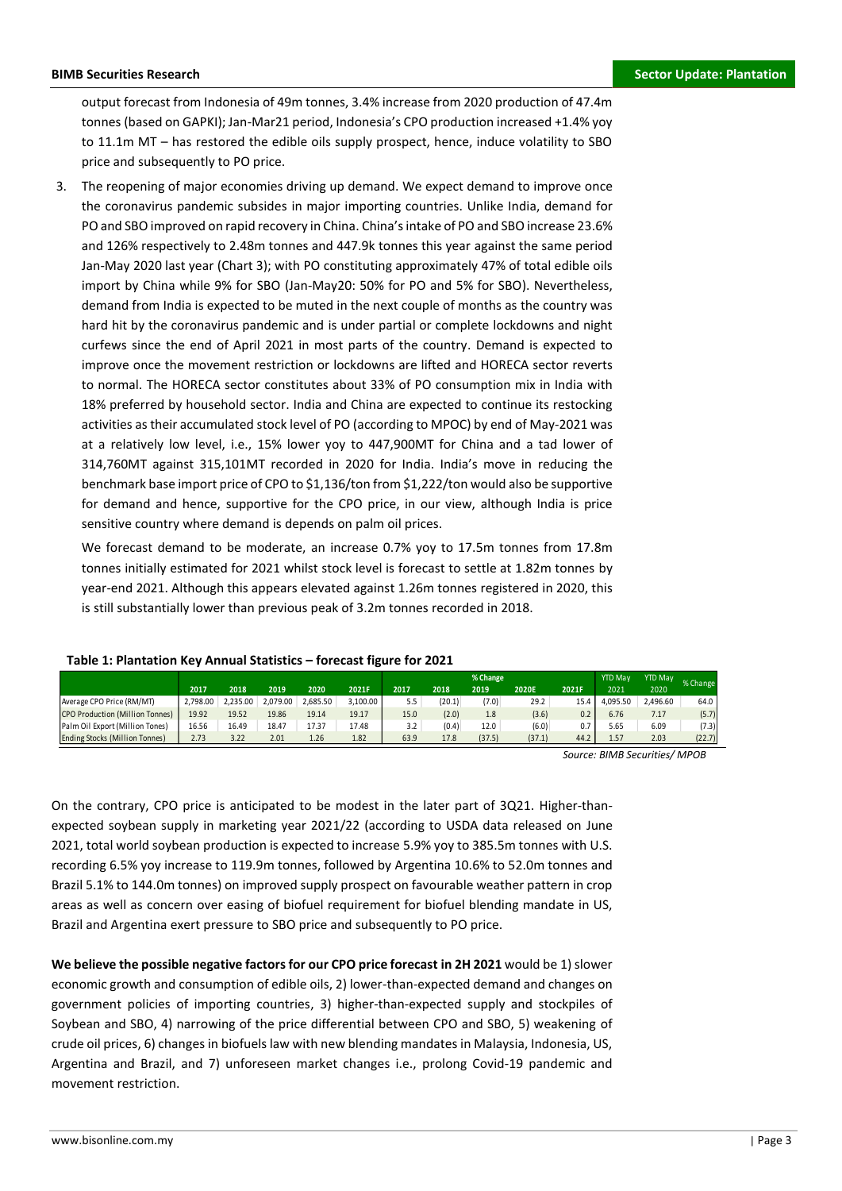output forecast from Indonesia of 49m tonnes, 3.4% increase from 2020 production of 47.4m tonnes (based on GAPKI); Jan-Mar21 period, Indonesia's CPO production increased +1.4% yoy to 11.1m MT – has restored the edible oils supply prospect, hence, induce volatility to SBO price and subsequently to PO price.

3. The reopening of major economies driving up demand. We expect demand to improve once the coronavirus pandemic subsides in major importing countries. Unlike India, demand for PO and SBO improved on rapid recovery in China. China's intake of PO and SBO increase 23.6% and 126% respectively to 2.48m tonnes and 447.9k tonnes this year against the same period Jan-May 2020 last year (Chart 3); with PO constituting approximately 47% of total edible oils import by China while 9% for SBO (Jan-May20: 50% for PO and 5% for SBO). Nevertheless, demand from India is expected to be muted in the next couple of months as the country was hard hit by the coronavirus pandemic and is under partial or complete lockdowns and night curfews since the end of April 2021 in most parts of the country. Demand is expected to improve once the movement restriction or lockdowns are lifted and HORECA sector reverts to normal. The HORECA sector constitutes about 33% of PO consumption mix in India with 18% preferred by household sector. India and China are expected to continue its restocking activities as their accumulated stock level of PO (according to MPOC) by end of May-2021 was at a relatively low level, i.e., 15% lower yoy to 447,900MT for China and a tad lower of 314,760MT against 315,101MT recorded in 2020 for India. India's move in reducing the benchmark base import price of CPO to $1,136/ton from $1,222/ton would also be supportive for demand and hence, supportive for the CPO price, in our view, although India is price sensitive country where demand is depends on palm oil prices.

   We forecast demand to be moderate, an increase 0.7% yoy to 17.5m tonnes from 17.8m tonnes initially estimated for 2021 whilst stock level is forecast to settle at 1.82m tonnes by year-end 2021. Although this appears elevated against 1.26m tonnes registered in 2020, this is still substantially lower than previous peak of 3.2m tonnes recorded in 2018.

**Table 1: Plantation Key Annual Statistics – forecast figure for 2021**

| | | | | | | % Change | | | | | YTD May | YTD May | % Change |
|---|---|---|---|---|---|---|---|---|---|---|---|---|---|
| | 2017 | 2018 | 2019 | 2020 | 2021F | 2017 | 2018 | 2019 | 2020E | 2021F | 2021 | 2020 | |
| Average CPO Price (RM/MT) | 2,798.00 | 2,235.00 | 2,079.00 | 2,685.50 | 3,100.00 | 5.5 | (20.1) | (7.0) | 29.2 | 15.4 | 4,095.50 | 2,496.60 | 64.0 |
| CPO Production (Million Tonnes) | 19.92 | 19.52 | 19.86 | 19.14 | 19.17 | 15.0 | (2.0) | 1.8 | (3.6) | 0.2 | 6.76 | 7.17 | (5.7) |
| Palm Oil Export (Million Tones) | 16.56 | 16.49 | 18.47 | 17.37 | 17.48 | 3.2 | (0.4) | 12.0 | (6.0) | 0.7 | 5.65 | 6.09 | (7.3) |
| Ending Stocks (Million Tonnes) | 2.73 | 3.22 | 2.01 | 1.26 | 1.82 | 63.9 | 17.8 | (37.5) | (37.1) | 44.2 | 1.57 | 2.03 | (22.7) |

*Source: BIMB Securities/ MPOB*

On the contrary, CPO price is anticipated to be modest in the later part of 3Q21. Higher-than-expected soybean supply in marketing year 2021/22 (according to USDA data released on June 2021, total world soybean production is expected to increase 5.9% yoy to 385.5m tonnes with U.S. recording 6.5% yoy increase to 119.9m tonnes, followed by Argentina 10.6% to 52.0m tonnes and Brazil 5.1% to 144.0m tonnes) on improved supply prospect on favourable weather pattern in crop areas as well as concern over easing of biofuel requirement for biofuel blending mandate in US, Brazil and Argentina exert pressure to SBO price and subsequently to PO price.

**We believe the possible negative factors for our CPO price forecast in 2H 2021** would be 1) slower economic growth and consumption of edible oils, 2) lower-than-expected demand and changes on government policies of importing countries, 3) higher-than-expected supply and stockpiles of Soybean and SBO, 4) narrowing of the price differential between CPO and SBO, 5) weakening of crude oil prices, 6) changes in biofuels law with new blending mandates in Malaysia, Indonesia, US, Argentina and Brazil, and 7) unforeseen market changes i.e., prolong Covid-19 pandemic and movement restriction.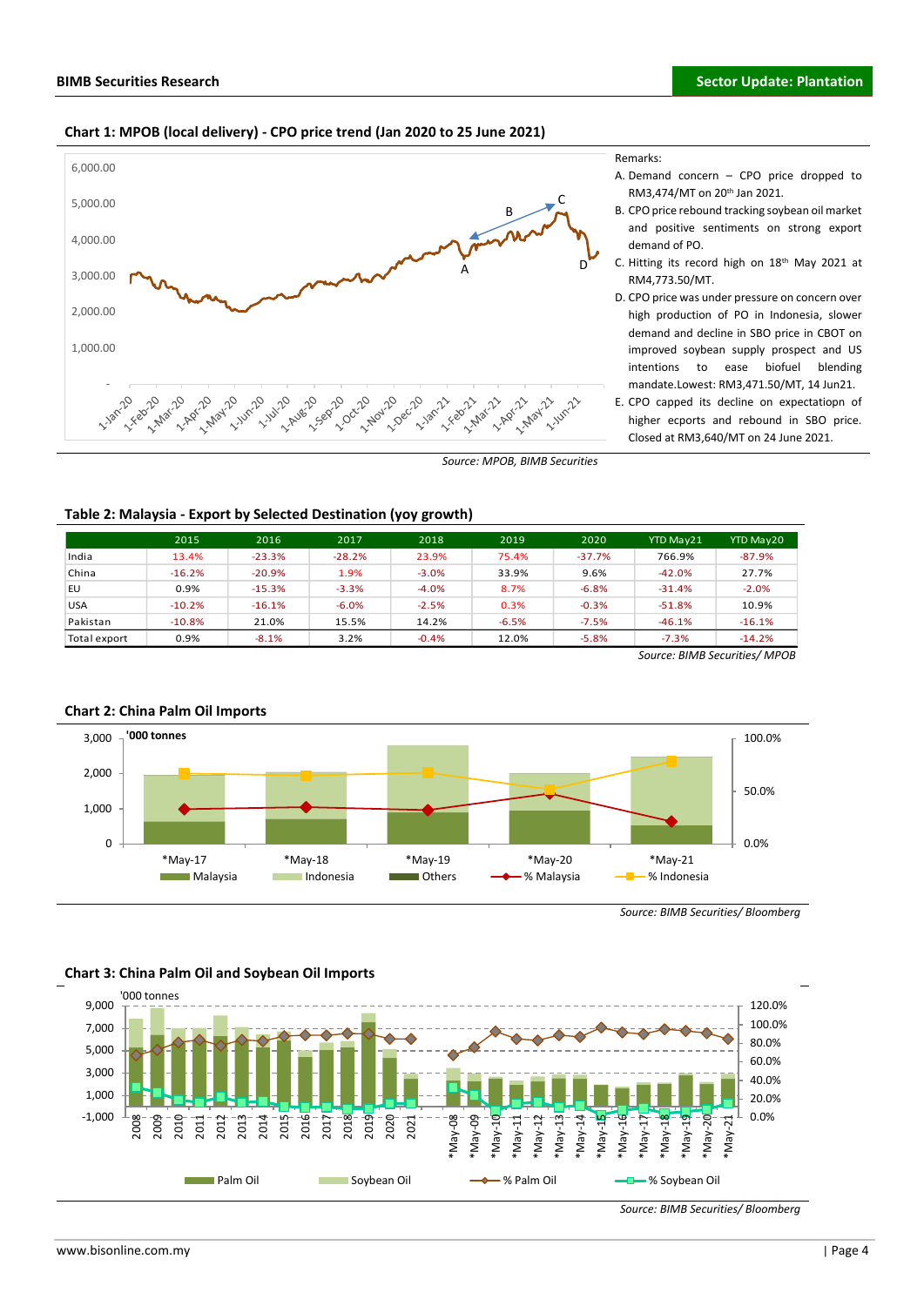## Chart 1: MPOB (local delivery) - CPO price trend (Jan 2020 to 25 June 2021)

Remarks:

A. Demand concern – CPO price dropped to RM3,474/MT on 20th Jan 2021.
B. CPO price rebound tracking soybean oil market and positive sentiments on strong export demand of PO.
C. Hitting its record high on 18th May 2021 at RM4,773.50/MT.
D. CPO price was under pressure on concern over high production of PO in Indonesia, slower demand and decline in SBO price in CBOT on improved soybean supply prospect and US intentions to ease biofuel blending mandate.Lowest: RM3,471.50/MT, 14 Jun21.
E. CPO capped its decline on expectatiopn of higher ecports and rebound in SBO price. Closed at RM3,640/MT on 24 June 2021.

*Source: MPOB, BIMB Securities*

## Table 2: Malaysia - Export by Selected Destination (yoy growth)

| | 2015 | 2016 | 2017 | 2018 | 2019 | 2020 | YTD May21 | YTD May20 |
|---|---|---|---|---|---|---|---|---|
| India | 13.4% | -23.3% | -28.2% | 23.9% | 75.4% | -37.7% | 766.9% | -87.9% |
| China | -16.2% | -20.9% | 1.9% | -3.0% | 33.9% | 9.6% | -42.0% | 27.7% |
| EU | 0.9% | -15.3% | -3.3% | -4.0% | 8.7% | -6.8% | -31.4% | -2.0% |
| USA | -10.2% | -16.1% | -6.0% | -2.5% | 0.3% | -0.3% | -51.8% | 10.9% |
| Pakistan | -10.8% | 21.0% | 15.5% | 14.2% | -6.5% | -7.5% | -46.1% | -16.1% |
| Total export | 0.9% | -8.1% | 3.2% | -0.4% | 12.0% | -5.8% | -7.3% | -14.2% |

*Source: BIMB Securities/ MPOB*

## Chart 2: China Palm Oil Imports

*Source: BIMB Securities/ Bloomberg*

## Chart 3: China Palm Oil and Soybean Oil Imports

*Source: BIMB Securities/ Bloomberg*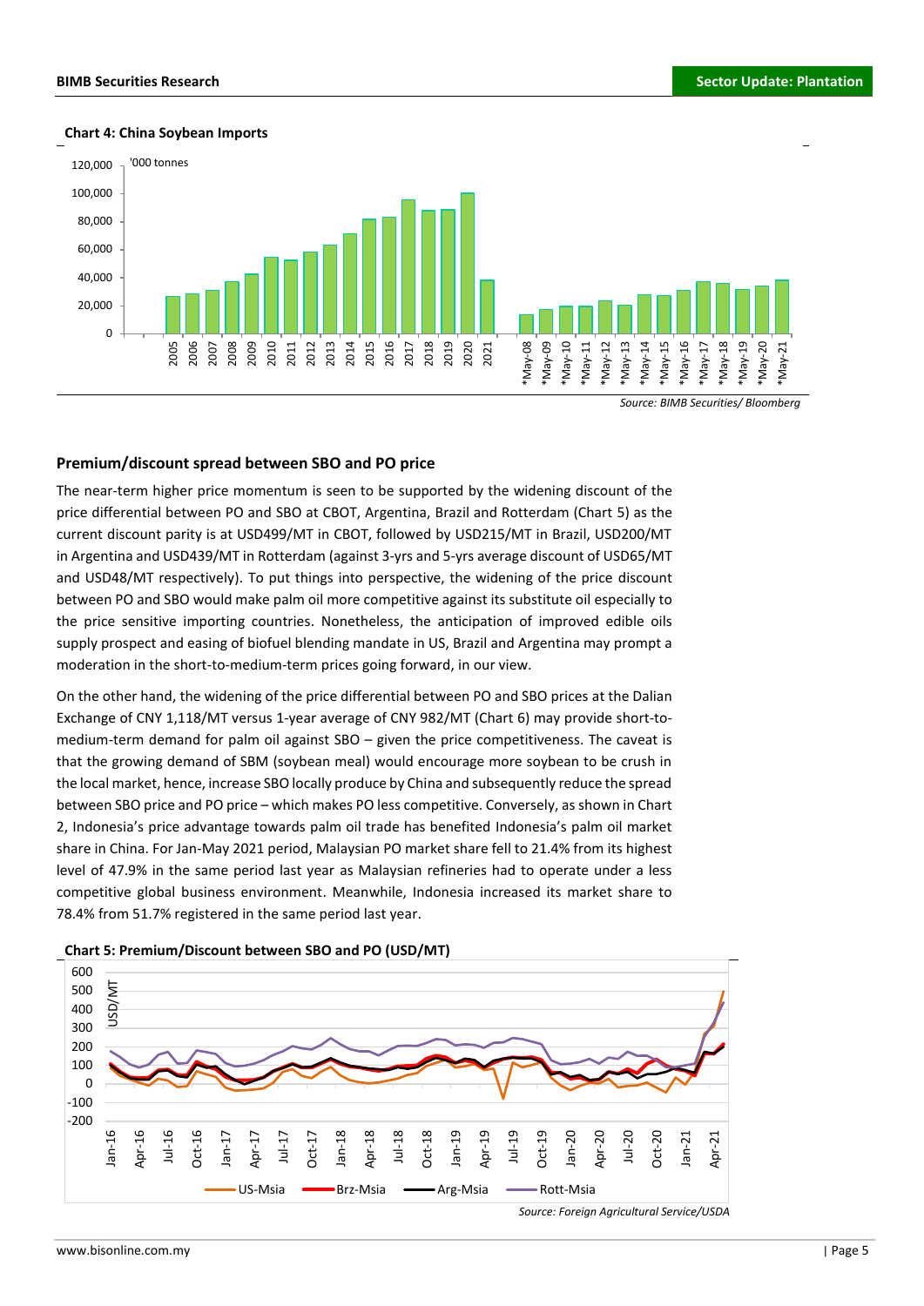**Chart 4: China Soybean Imports**

*Source: BIMB Securities/ Bloomberg*

## Premium/discount spread between SBO and PO price

The near-term higher price momentum is seen to be supported by the widening discount of the price differential between PO and SBO at CBOT, Argentina, Brazil and Rotterdam (Chart 5) as the current discount parity is at USD499/MT in CBOT, followed by USD215/MT in Brazil, USD200/MT in Argentina and USD439/MT in Rotterdam (against 3-yrs and 5-yrs average discount of USD65/MT and USD48/MT respectively). To put things into perspective, the widening of the price discount between PO and SBO would make palm oil more competitive against its substitute oil especially to the price sensitive importing countries. Nonetheless, the anticipation of improved edible oils supply prospect and easing of biofuel blending mandate in US, Brazil and Argentina may prompt a moderation in the short-to-medium-term prices going forward, in our view.

On the other hand, the widening of the price differential between PO and SBO prices at the Dalian Exchange of CNY 1,118/MT versus 1-year average of CNY 982/MT (Chart 6) may provide short-to-medium-term demand for palm oil against SBO – given the price competitiveness. The caveat is that the growing demand of SBM (soybean meal) would encourage more soybean to be crush in the local market, hence, increase SBO locally produce by China and subsequently reduce the spread between SBO price and PO price – which makes PO less competitive. Conversely, as shown in Chart 2, Indonesia's price advantage towards palm oil trade has benefited Indonesia's palm oil market share in China. For Jan-May 2021 period, Malaysian PO market share fell to 21.4% from its highest level of 47.9% in the same period last year as Malaysian refineries had to operate under a less competitive global business environment. Meanwhile, Indonesia increased its market share to 78.4% from 51.7% registered in the same period last year.

**Chart 5: Premium/Discount between SBO and PO (USD/MT)**

*Source: Foreign Agricultural Service/USDA*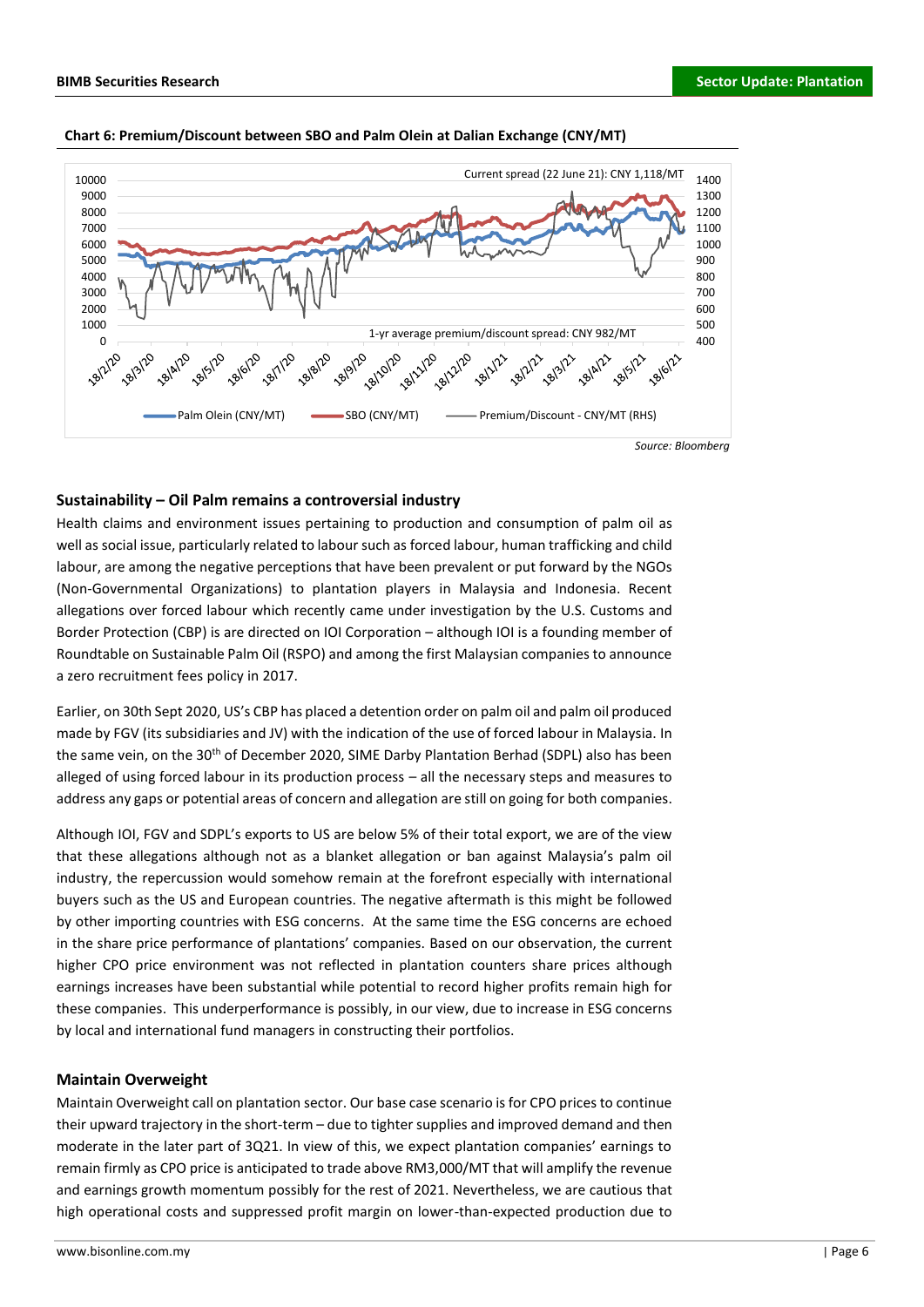**Chart 6: Premium/Discount between SBO and Palm Olein at Dalian Exchange (CNY/MT)**

Current spread (22 June 21): CNY 1,118/MT

1-yr average premium/discount spread: CNY 982/MT

Palm Olein (CNY/MT) | SBO (CNY/MT) | Premium/Discount - CNY/MT (RHS)

*Source: Bloomberg*

### Sustainability – Oil Palm remains a controversial industry

Health claims and environment issues pertaining to production and consumption of palm oil as well as social issue, particularly related to labour such as forced labour, human trafficking and child labour, are among the negative perceptions that have been prevalent or put forward by the NGOs (Non-Governmental Organizations) to plantation players in Malaysia and Indonesia. Recent allegations over forced labour which recently came under investigation by the U.S. Customs and Border Protection (CBP) is are directed on IOI Corporation – although IOI is a founding member of Roundtable on Sustainable Palm Oil (RSPO) and among the first Malaysian companies to announce a zero recruitment fees policy in 2017.

Earlier, on 30th Sept 2020, US's CBP has placed a detention order on palm oil and palm oil produced made by FGV (its subsidiaries and JV) with the indication of the use of forced labour in Malaysia. In the same vein, on the 30th of December 2020, SIME Darby Plantation Berhad (SDPL) also has been alleged of using forced labour in its production process – all the necessary steps and measures to address any gaps or potential areas of concern and allegation are still on going for both companies.

Although IOI, FGV and SDPL's exports to US are below 5% of their total export, we are of the view that these allegations although not as a blanket allegation or ban against Malaysia's palm oil industry, the repercussion would somehow remain at the forefront especially with international buyers such as the US and European countries. The negative aftermath is this might be followed by other importing countries with ESG concerns. At the same time the ESG concerns are echoed in the share price performance of plantations' companies. Based on our observation, the current higher CPO price environment was not reflected in plantation counters share prices although earnings increases have been substantial while potential to record higher profits remain high for these companies. This underperformance is possibly, in our view, due to increase in ESG concerns by local and international fund managers in constructing their portfolios.

### Maintain Overweight

Maintain Overweight call on plantation sector. Our base case scenario is for CPO prices to continue their upward trajectory in the short-term – due to tighter supplies and improved demand and then moderate in the later part of 3Q21. In view of this, we expect plantation companies' earnings to remain firmly as CPO price is anticipated to trade above RM3,000/MT that will amplify the revenue and earnings growth momentum possibly for the rest of 2021. Nevertheless, we are cautious that high operational costs and suppressed profit margin on lower-than-expected production due to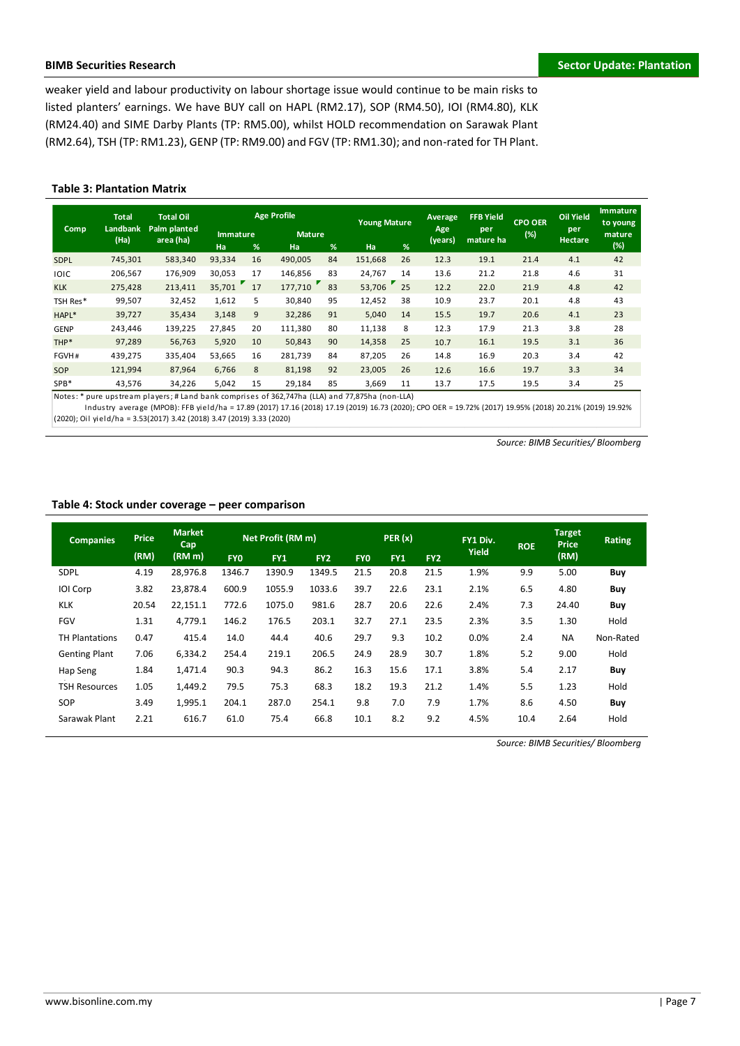weaker yield and labour productivity on labour shortage issue would continue to be main risks to listed planters' earnings. We have BUY call on HAPL (RM2.17), SOP (RM4.50), IOI (RM4.80), KLK (RM24.40) and SIME Darby Plants (TP: RM5.00), whilst HOLD recommendation on Sarawak Plant (RM2.64), TSH (TP: RM1.23), GENP (TP: RM9.00) and FGV (TP: RM1.30); and non-rated for TH Plant.

**Table 3: Plantation Matrix**

| Comp | Total Landbank (Ha) | Total Oil Palm planted area (ha) | Age Profile | | | | Young Mature | | Average Age (years) | FFB Yield per mature ha | CPO OER (%) | Oil Yield per Hectare | Immature to young mature (%) |
|---|---|---|---|---|---|---|---|---|---|---|---|---|---|
| | | | Immature | | Mature | | | | | | | | |
| | | | Ha | % | Ha | % | Ha | % | | | | | |
| SDPL | 745,301 | 583,340 | 93,334 | 16 | 490,005 | 84 | 151,668 | 26 | 12.3 | 19.1 | 21.4 | 4.1 | 42 |
| IOIC | 206,567 | 176,909 | 30,053 | 17 | 146,856 | 83 | 24,767 | 14 | 13.6 | 21.2 | 21.8 | 4.6 | 31 |
| KLK | 275,428 | 213,411 | 35,701 | 17 | 177,710 | 83 | 53,706 | 25 | 12.2 | 22.0 | 21.9 | 4.8 | 42 |
| TSH Res* | 99,507 | 32,452 | 1,612 | 5 | 30,840 | 95 | 12,452 | 38 | 10.9 | 23.7 | 20.1 | 4.8 | 43 |
| HAPL* | 39,727 | 35,434 | 3,148 | 9 | 32,286 | 91 | 5,040 | 14 | 15.5 | 19.7 | 20.6 | 4.1 | 23 |
| GENP | 243,446 | 139,225 | 27,845 | 20 | 111,380 | 80 | 11,138 | 8 | 12.3 | 17.9 | 21.3 | 3.8 | 28 |
| THP* | 97,289 | 56,763 | 5,920 | 10 | 50,843 | 90 | 14,358 | 25 | 10.7 | 16.1 | 19.5 | 3.1 | 36 |
| FGVH# | 439,275 | 335,404 | 53,665 | 16 | 281,739 | 84 | 87,205 | 26 | 14.8 | 16.9 | 20.3 | 3.4 | 42 |
| SOP | 121,994 | 87,964 | 6,766 | 8 | 81,198 | 92 | 23,005 | 26 | 12.6 | 16.6 | 19.7 | 3.3 | 34 |
| SPB* | 43,576 | 34,226 | 5,042 | 15 | 29,184 | 85 | 3,669 | 11 | 13.7 | 17.5 | 19.5 | 3.4 | 25 |

Notes: * pure upstream players; # Land bank comprises of 362,747ha (LLA) and 77,875ha (non-LLA)

Industry average (MPOB): FFB yield/ha = 17.89 (2017) 17.16 (2018) 17.19 (2019) 16.73 (2020); CPO OER = 19.72% (2017) 19.95% (2018) 20.21% (2019) 19.92% (2020); Oil yield/ha = 3.53(2017) 3.42 (2018) 3.47 (2019) 3.33 (2020)

*Source: BIMB Securities/ Bloomberg*

**Table 4: Stock under coverage – peer comparison**

| Companies | Price (RM) | Market Cap (RM m) | Net Profit (RM m) | | | PER (x) | | | FY1 Div. Yield | ROE | Target Price (RM) | Rating |
|---|---|---|---|---|---|---|---|---|---|---|---|---|
| | | | FY0 | FY1 | FY2 | FY0 | FY1 | FY2 | | | | |
| SDPL | 4.19 | 28,976.8 | 1346.7 | 1390.9 | 1349.5 | 21.5 | 20.8 | 21.5 | 1.9% | 9.9 | 5.00 | **Buy** |
| IOI Corp | 3.82 | 23,878.4 | 600.9 | 1055.9 | 1033.6 | 39.7 | 22.6 | 23.1 | 2.1% | 6.5 | 4.80 | **Buy** |
| KLK | 20.54 | 22,151.1 | 772.6 | 1075.0 | 981.6 | 28.7 | 20.6 | 22.6 | 2.4% | 7.3 | 24.40 | **Buy** |
| FGV | 1.31 | 4,779.1 | 146.2 | 176.5 | 203.1 | 32.7 | 27.1 | 23.5 | 2.3% | 3.5 | 1.30 | Hold |
| TH Plantations | 0.47 | 415.4 | 14.0 | 44.4 | 40.6 | 29.7 | 9.3 | 10.2 | 0.0% | 2.4 | NA | Non-Rated |
| Genting Plant | 7.06 | 6,334.2 | 254.4 | 219.1 | 206.5 | 24.9 | 28.9 | 30.7 | 1.8% | 5.2 | 9.00 | Hold |
| Hap Seng | 1.84 | 1,471.4 | 90.3 | 94.3 | 86.2 | 16.3 | 15.6 | 17.1 | 3.8% | 5.4 | 2.17 | **Buy** |
| TSH Resources | 1.05 | 1,449.2 | 79.5 | 75.3 | 68.3 | 18.2 | 19.3 | 21.2 | 1.4% | 5.5 | 1.23 | Hold |
| SOP | 3.49 | 1,995.1 | 204.1 | 287.0 | 254.1 | 9.8 | 7.0 | 7.9 | 1.7% | 8.6 | 4.50 | **Buy** |
| Sarawak Plant | 2.21 | 616.7 | 61.0 | 75.4 | 66.8 | 10.1 | 8.2 | 9.2 | 4.5% | 10.4 | 2.64 | Hold |

*Source: BIMB Securities/ Bloomberg*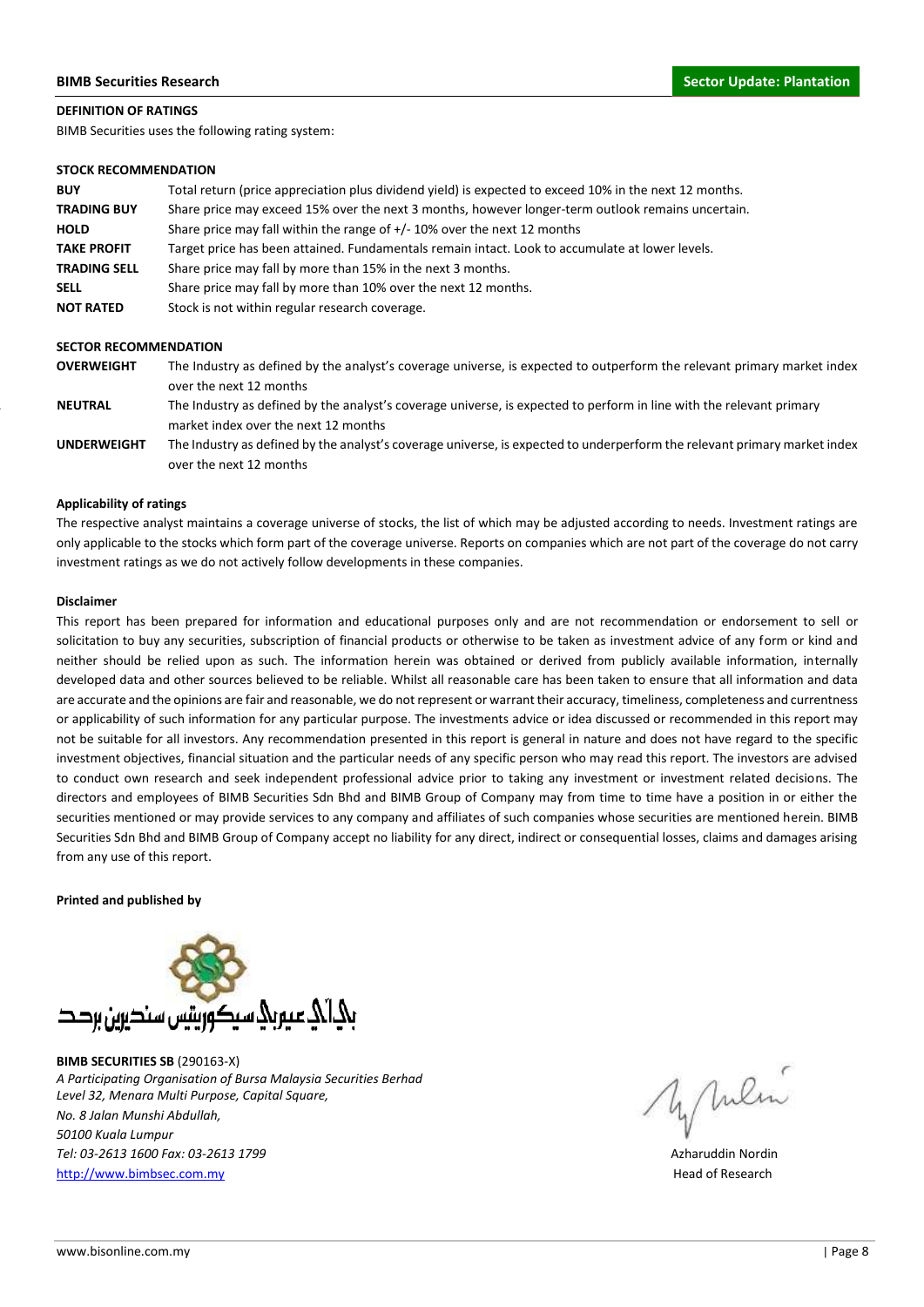**DEFINITION OF RATINGS**

BIMB Securities uses the following rating system:

**STOCK RECOMMENDATION**

| | |
|---|---|
| **BUY** | Total return (price appreciation plus dividend yield) is expected to exceed 10% in the next 12 months. |
| **TRADING BUY** | Share price may exceed 15% over the next 3 months, however longer-term outlook remains uncertain. |
| **HOLD** | Share price may fall within the range of +/- 10% over the next 12 months |
| **TAKE PROFIT** | Target price has been attained. Fundamentals remain intact. Look to accumulate at lower levels. |
| **TRADING SELL** | Share price may fall by more than 15% in the next 3 months. |
| **SELL** | Share price may fall by more than 10% over the next 12 months. |
| **NOT RATED** | Stock is not within regular research coverage. |

**SECTOR RECOMMENDATION**

| | |
|---|---|
| **OVERWEIGHT** | The Industry as defined by the analyst's coverage universe, is expected to outperform the relevant primary market index over the next 12 months |
| **NEUTRAL** | The Industry as defined by the analyst's coverage universe, is expected to perform in line with the relevant primary market index over the next 12 months |
| **UNDERWEIGHT** | The Industry as defined by the analyst's coverage universe, is expected to underperform the relevant primary market index over the next 12 months |

**Applicability of ratings**

The respective analyst maintains a coverage universe of stocks, the list of which may be adjusted according to needs. Investment ratings are only applicable to the stocks which form part of the coverage universe. Reports on companies which are not part of the coverage do not carry investment ratings as we do not actively follow developments in these companies.

**Disclaimer**

This report has been prepared for information and educational purposes only and are not recommendation or endorsement to sell or solicitation to buy any securities, subscription of financial products or otherwise to be taken as investment advice of any form or kind and neither should be relied upon as such. The information herein was obtained or derived from publicly available information, internally developed data and other sources believed to be reliable. Whilst all reasonable care has been taken to ensure that all information and data are accurate and the opinions are fair and reasonable, we do not represent or warrant their accuracy, timeliness, completeness and currentness or applicability of such information for any particular purpose. The investments advice or idea discussed or recommended in this report may not be suitable for all investors. Any recommendation presented in this report is general in nature and does not have regard to the specific investment objectives, financial situation and the particular needs of any specific person who may read this report. The investors are advised to conduct own research and seek independent professional advice prior to taking any investment or investment related decisions. The directors and employees of BIMB Securities Sdn Bhd and BIMB Group of Company may from time to time have a position in or either the securities mentioned or may provide services to any company and affiliates of such companies whose securities are mentioned herein. BIMB Securities Sdn Bhd and BIMB Group of Company accept no liability for any direct, indirect or consequential losses, claims and damages arising from any use of this report.

**Printed and published by**

**BIMB SECURITIES SB** (290163-X)
*A Participating Organisation of Bursa Malaysia Securities Berhad*
*Level 32, Menara Multi Purpose, Capital Square,*
*No. 8 Jalan Munshi Abdullah,*
*50100 Kuala Lumpur*
*Tel: 03-2613 1600 Fax: 03-2613 1799*
http://www.bimbsec.com.my

Azharuddin Nordin
Head of Research